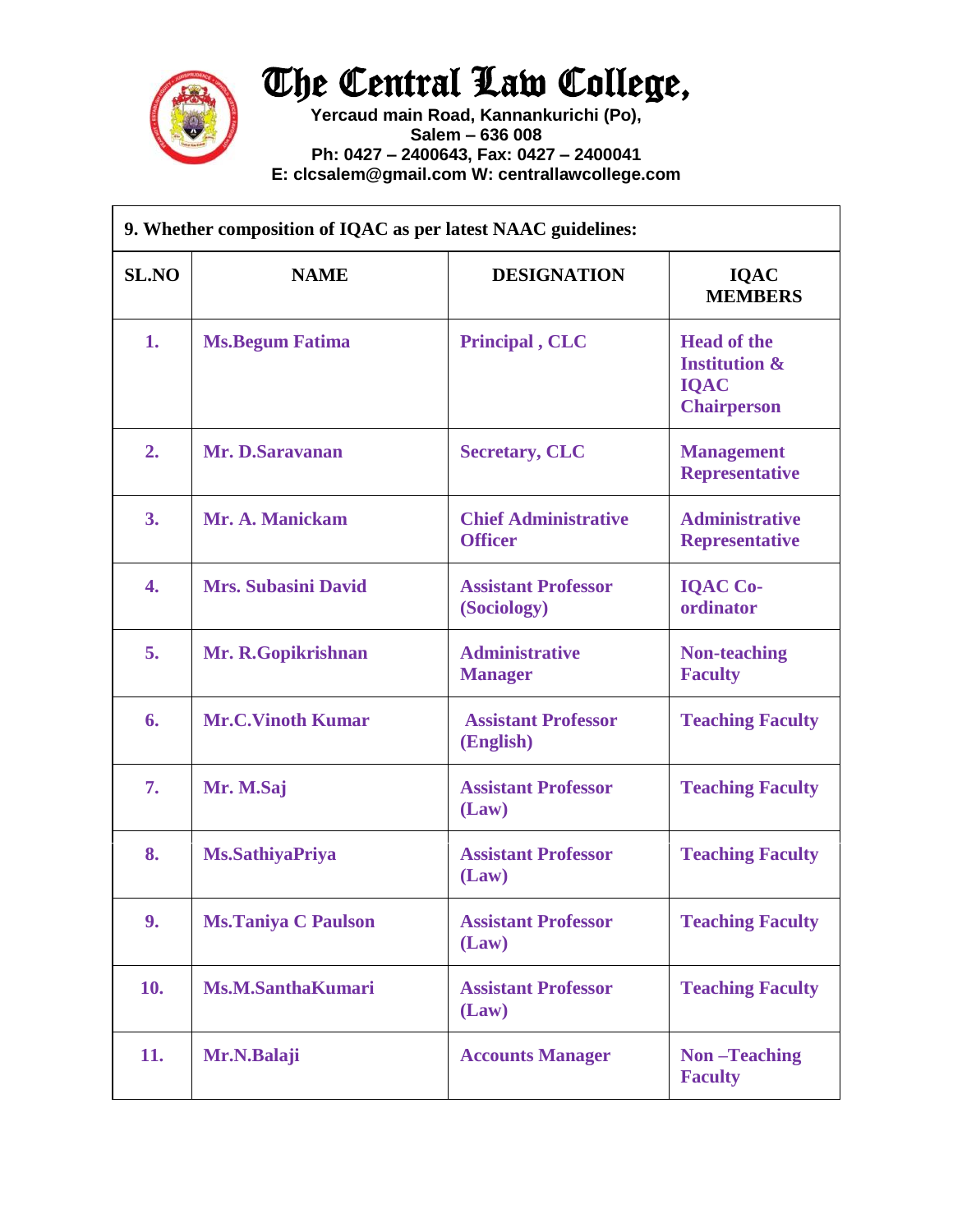# The Central Law College,

**Yercaud main Road, Kannankurichi (Po),**
**Salem – 636 008**
**Ph: 0427 – 2400643, Fax: 0427 – 2400041**
**E: clcsalem@gmail.com W: centrallawcollege.com**

**9. Whether composition of IQAC as per latest NAAC guidelines:**

| SL.NO | NAME | DESIGNATION | IQAC MEMBERS |
|---|---|---|---|
| 1. | Ms.Begum Fatima | Principal , CLC | Head of the Institution & IQAC Chairperson |
| 2. | Mr. D.Saravanan | Secretary, CLC | Management Representative |
| 3. | Mr. A. Manickam | Chief Administrative Officer | Administrative Representative |
| 4. | Mrs. Subasini David | Assistant Professor (Sociology) | IQAC Co-ordinator |
| 5. | Mr. R.Gopikrishnan | Administrative Manager | Non-teaching Faculty |
| 6. | Mr.C.Vinoth Kumar | Assistant Professor (English) | Teaching Faculty |
| 7. | Mr. M.Saj | Assistant Professor (Law) | Teaching Faculty |
| 8. | Ms.SathiyaPriya | Assistant Professor (Law) | Teaching Faculty |
| 9. | Ms.Taniya C Paulson | Assistant Professor (Law) | Teaching Faculty |
| 10. | Ms.M.SanthaKumari | Assistant Professor (Law) | Teaching Faculty |
| 11. | Mr.N.Balaji | Accounts Manager | Non –Teaching Faculty |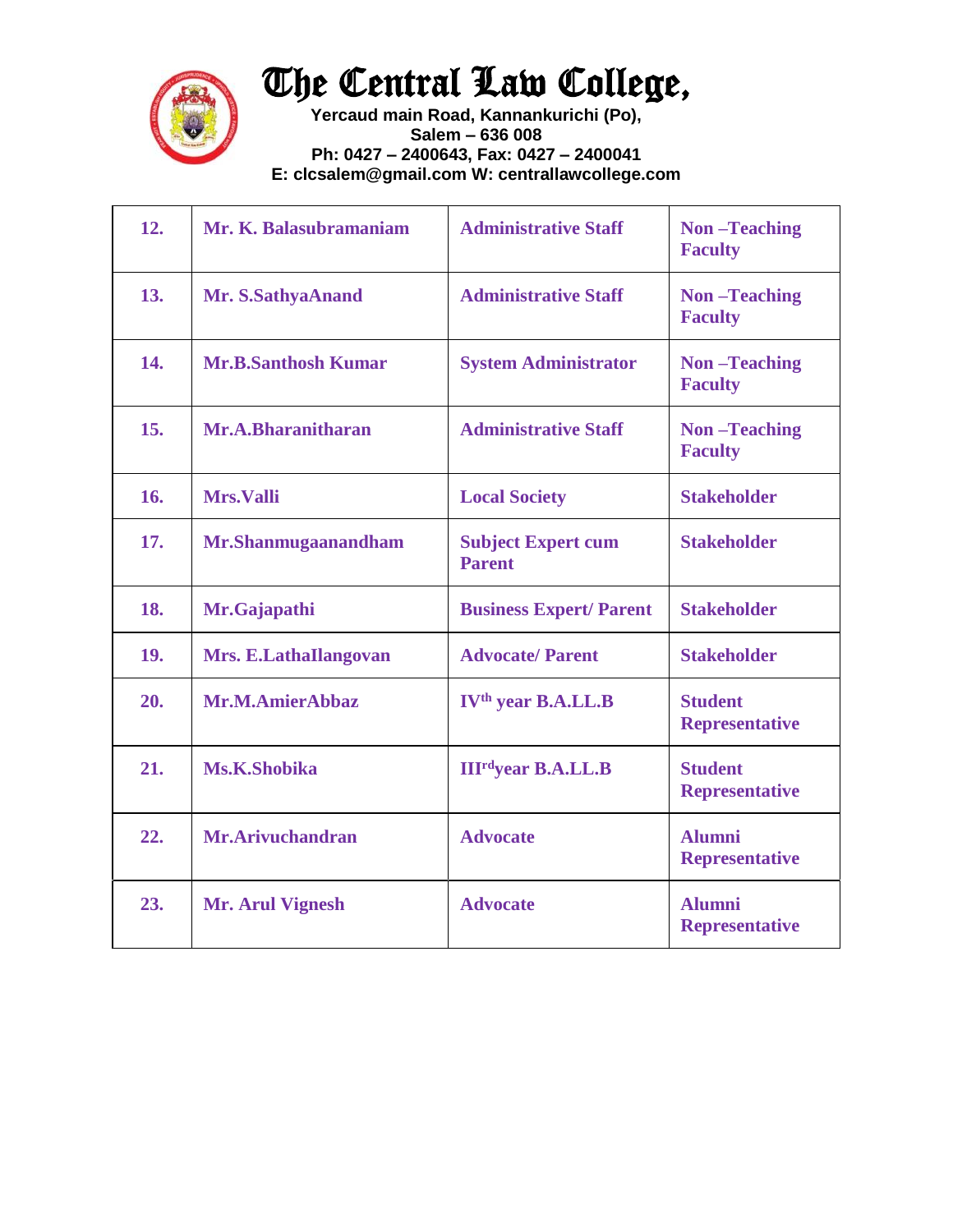# The Central Law College,

**Yercaud main Road, Kannankurichi (Po),**
**Salem – 636 008**
**Ph: 0427 – 2400643, Fax: 0427 – 2400041**
**E: clcsalem@gmail.com W: centrallawcollege.com**

| | | | |
|---|---|---|---|
| **12.** | **Mr. K. Balasubramaniam** | **Administrative Staff** | **Non –Teaching Faculty** |
| **13.** | **Mr. S.SathyaAnand** | **Administrative Staff** | **Non –Teaching Faculty** |
| **14.** | **Mr.B.Santhosh Kumar** | **System Administrator** | **Non –Teaching Faculty** |
| **15.** | **Mr.A.Bharanitharan** | **Administrative Staff** | **Non –Teaching Faculty** |
| **16.** | **Mrs.Valli** | **Local Society** | **Stakeholder** |
| **17.** | **Mr.Shanmugaanandham** | **Subject Expert cum Parent** | **Stakeholder** |
| **18.** | **Mr.Gajapathi** | **Business Expert/ Parent** | **Stakeholder** |
| **19.** | **Mrs. E.LathaIlangovan** | **Advocate/ Parent** | **Stakeholder** |
| **20.** | **Mr.M.AmierAbbaz** | **IVth year B.A.LL.B** | **Student Representative** |
| **21.** | **Ms.K.Shobika** | **IIIrdyear B.A.LL.B** | **Student Representative** |
| **22.** | **Mr.Arivuchandran** | **Advocate** | **Alumni Representative** |
| **23.** | **Mr. Arul Vignesh** | **Advocate** | **Alumni Representative** |